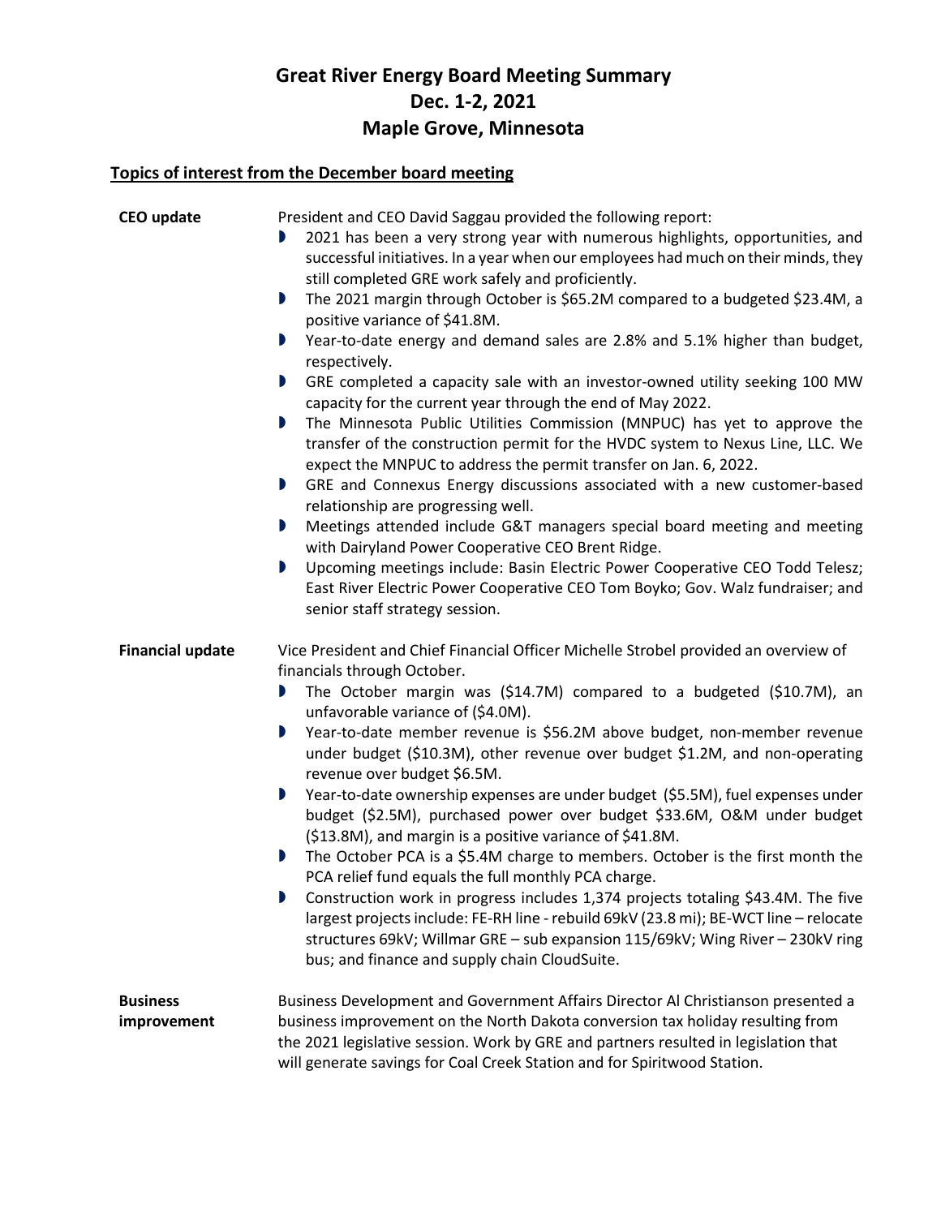# Great River Energy Board Meeting Summary
# Dec. 1-2, 2021
# Maple Grove, Minnesota

## Topics of interest from the December board meeting

**CEO update**

President and CEO David Saggau provided the following report:

- 2021 has been a very strong year with numerous highlights, opportunities, and successful initiatives. In a year when our employees had much on their minds, they still completed GRE work safely and proficiently.
- The 2021 margin through October is $65.2M compared to a budgeted $23.4M, a positive variance of $41.8M.
- Year-to-date energy and demand sales are 2.8% and 5.1% higher than budget, respectively.
- GRE completed a capacity sale with an investor-owned utility seeking 100 MW capacity for the current year through the end of May 2022.
- The Minnesota Public Utilities Commission (MNPUC) has yet to approve the transfer of the construction permit for the HVDC system to Nexus Line, LLC. We expect the MNPUC to address the permit transfer on Jan. 6, 2022.
- GRE and Connexus Energy discussions associated with a new customer-based relationship are progressing well.
- Meetings attended include G&T managers special board meeting and meeting with Dairyland Power Cooperative CEO Brent Ridge.
- Upcoming meetings include: Basin Electric Power Cooperative CEO Todd Telesz; East River Electric Power Cooperative CEO Tom Boyko; Gov. Walz fundraiser; and senior staff strategy session.

**Financial update**

Vice President and Chief Financial Officer Michelle Strobel provided an overview of financials through October.

- The October margin was ($14.7M) compared to a budgeted ($10.7M), an unfavorable variance of ($4.0M).
- Year-to-date member revenue is $56.2M above budget, non-member revenue under budget ($10.3M), other revenue over budget $1.2M, and non-operating revenue over budget $6.5M.
- Year-to-date ownership expenses are under budget ($5.5M), fuel expenses under budget ($2.5M), purchased power over budget $33.6M, O&M under budget ($13.8M), and margin is a positive variance of $41.8M.
- The October PCA is a $5.4M charge to members. October is the first month the PCA relief fund equals the full monthly PCA charge.
- Construction work in progress includes 1,374 projects totaling $43.4M. The five largest projects include: FE-RH line - rebuild 69kV (23.8 mi); BE-WCT line – relocate structures 69kV; Willmar GRE – sub expansion 115/69kV; Wing River – 230kV ring bus; and finance and supply chain CloudSuite.

**Business improvement**

Business Development and Government Affairs Director Al Christianson presented a business improvement on the North Dakota conversion tax holiday resulting from the 2021 legislative session. Work by GRE and partners resulted in legislation that will generate savings for Coal Creek Station and for Spiritwood Station.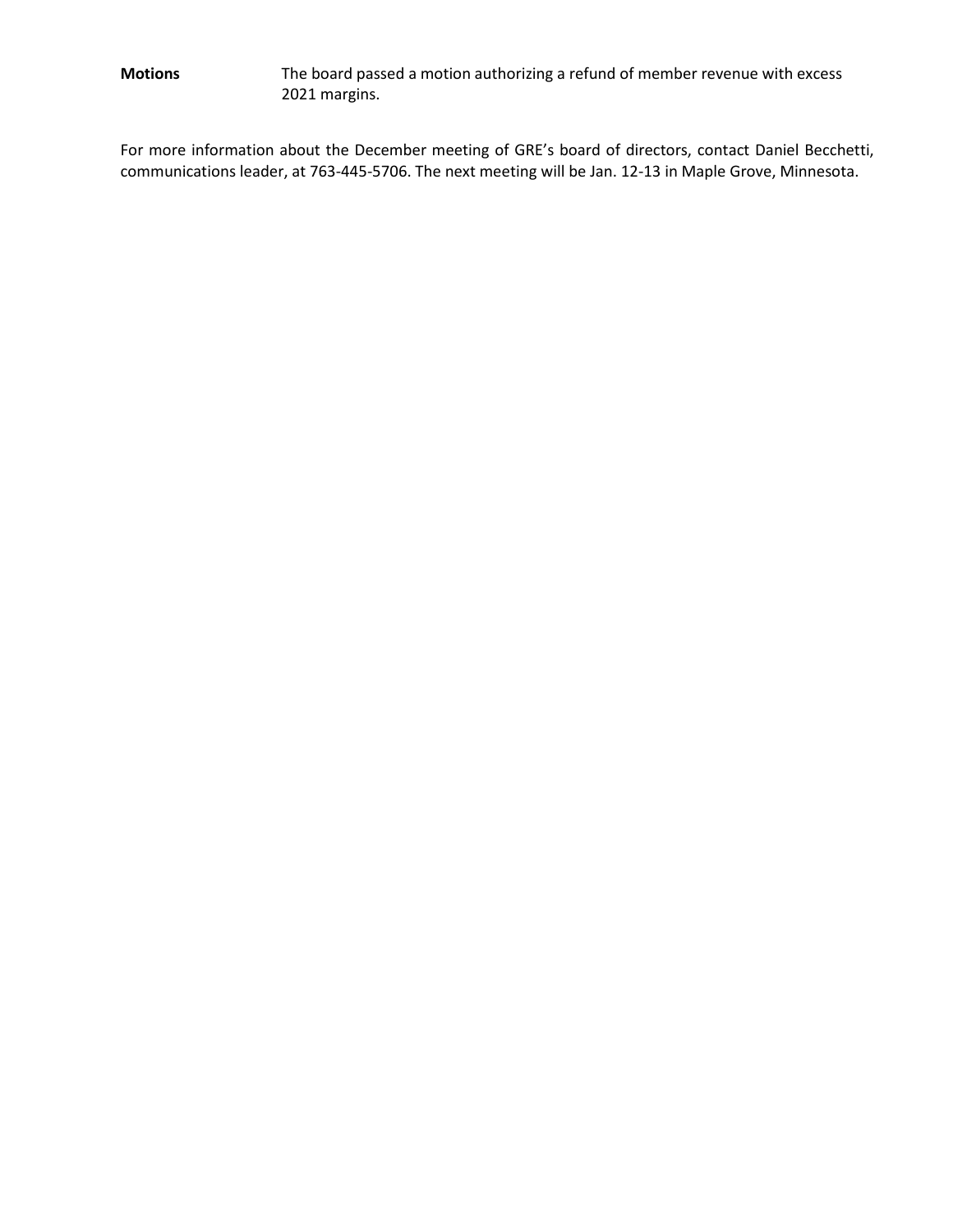**Motions** The board passed a motion authorizing a refund of member revenue with excess 2021 margins.

For more information about the December meeting of GRE's board of directors, contact Daniel Becchetti, communications leader, at 763-445-5706. The next meeting will be Jan. 12-13 in Maple Grove, Minnesota.